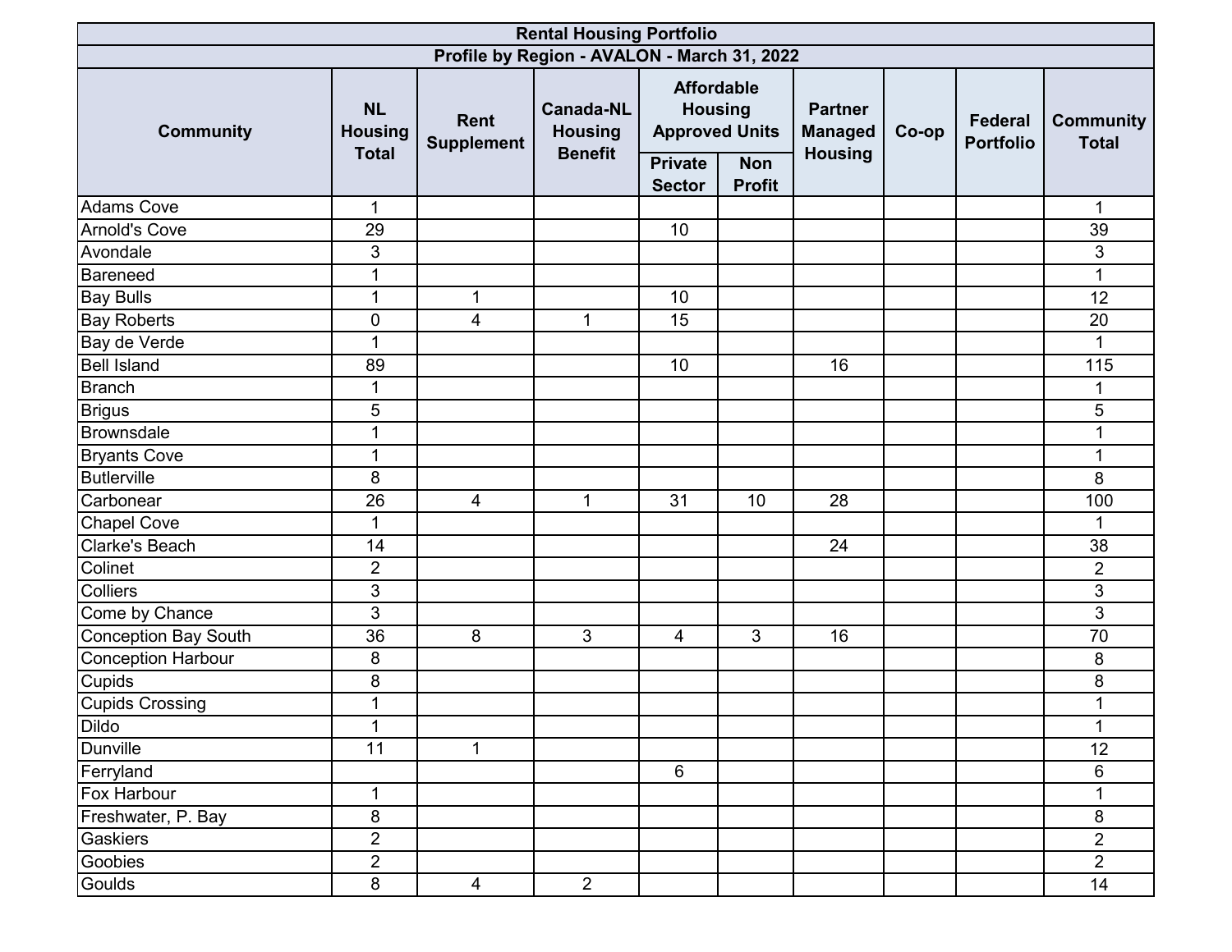| Rental Housing Portfolio | | | | | | | | | |
|---|---|---|---|---|---|---|---|---|---|
| Profile by Region - AVALON - March 31, 2022 | | | | | | | | | |
| Community | NL Housing Total | Rent Supplement | Canada-NL Housing Benefit | Affordable Housing Approved Units | | Partner Managed Housing | Co-op | Federal Portfolio | Community Total |
| | | | | Private Sector | Non Profit | | | | |
| Adams Cove | 1 | | | | | | | | 1 |
| Arnold's Cove | 29 | | | 10 | | | | | 39 |
| Avondale | 3 | | | | | | | | 3 |
| Bareneed | 1 | | | | | | | | 1 |
| Bay Bulls | 1 | 1 | | 10 | | | | | 12 |
| Bay Roberts | 0 | 4 | 1 | 15 | | | | | 20 |
| Bay de Verde | 1 | | | | | | | | 1 |
| Bell Island | 89 | | | 10 | | 16 | | | 115 |
| Branch | 1 | | | | | | | | 1 |
| Brigus | 5 | | | | | | | | 5 |
| Brownsdale | 1 | | | | | | | | 1 |
| Bryants Cove | 1 | | | | | | | | 1 |
| Butlerville | 8 | | | | | | | | 8 |
| Carbonear | 26 | 4 | 1 | 31 | 10 | 28 | | | 100 |
| Chapel Cove | 1 | | | | | | | | 1 |
| Clarke's Beach | 14 | | | | | 24 | | | 38 |
| Colinet | 2 | | | | | | | | 2 |
| Colliers | 3 | | | | | | | | 3 |
| Come by Chance | 3 | | | | | | | | 3 |
| Conception Bay South | 36 | 8 | 3 | 4 | 3 | 16 | | | 70 |
| Conception Harbour | 8 | | | | | | | | 8 |
| Cupids | 8 | | | | | | | | 8 |
| Cupids Crossing | 1 | | | | | | | | 1 |
| Dildo | 1 | | | | | | | | 1 |
| Dunville | 11 | 1 | | | | | | | 12 |
| Ferryland | | | | 6 | | | | | 6 |
| Fox Harbour | 1 | | | | | | | | 1 |
| Freshwater, P. Bay | 8 | | | | | | | | 8 |
| Gaskiers | 2 | | | | | | | | 2 |
| Goobies | 2 | | | | | | | | 2 |
| Goulds | 8 | 4 | 2 | | | | | | 14 |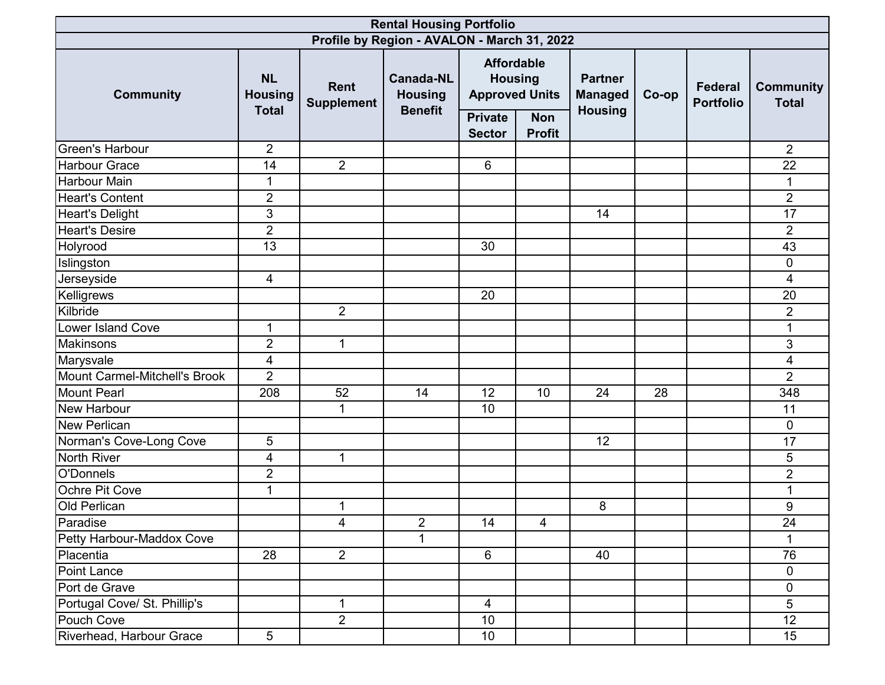| Rental Housing Portfolio | | | | | | | | | |
|---|---|---|---|---|---|---|---|---|---|
| Profile by Region - AVALON - March 31, 2022 | | | | | | | | | |
| Community | NL Housing Total | Rent Supplement | Canada-NL Housing Benefit | Affordable Housing Approved Units | | Partner Managed Housing | Co-op | Federal Portfolio | Community Total |
| | | | | Private Sector | Non Profit | | | | |
| Green's Harbour | 2 | | | | | | | | 2 |
| Harbour Grace | 14 | 2 | | 6 | | | | | 22 |
| Harbour Main | 1 | | | | | | | | 1 |
| Heart's Content | 2 | | | | | | | | 2 |
| Heart's Delight | 3 | | | | | 14 | | | 17 |
| Heart's Desire | 2 | | | | | | | | 2 |
| Holyrood | 13 | | | 30 | | | | | 43 |
| Islingston | | | | | | | | | 0 |
| Jerseyside | 4 | | | | | | | | 4 |
| Kelligrews | | | | 20 | | | | | 20 |
| Kilbride | | 2 | | | | | | | 2 |
| Lower Island Cove | 1 | | | | | | | | 1 |
| Makinsons | 2 | 1 | | | | | | | 3 |
| Marysvale | 4 | | | | | | | | 4 |
| Mount Carmel-Mitchell's Brook | 2 | | | | | | | | 2 |
| Mount Pearl | 208 | 52 | 14 | 12 | 10 | 24 | 28 | | 348 |
| New Harbour | | 1 | | 10 | | | | | 11 |
| New Perlican | | | | | | | | | 0 |
| Norman's Cove-Long Cove | 5 | | | | | 12 | | | 17 |
| North River | 4 | 1 | | | | | | | 5 |
| O'Donnels | 2 | | | | | | | | 2 |
| Ochre Pit Cove | 1 | | | | | | | | 1 |
| Old Perlican | | 1 | | | | 8 | | | 9 |
| Paradise | | 4 | 2 | 14 | 4 | | | | 24 |
| Petty Harbour-Maddox Cove | | | 1 | | | | | | 1 |
| Placentia | 28 | 2 | | 6 | | 40 | | | 76 |
| Point Lance | | | | | | | | | 0 |
| Port de Grave | | | | | | | | | 0 |
| Portugal Cove/ St. Phillip's | | 1 | | 4 | | | | | 5 |
| Pouch Cove | | 2 | | 10 | | | | | 12 |
| Riverhead, Harbour Grace | 5 | | | 10 | | | | | 15 |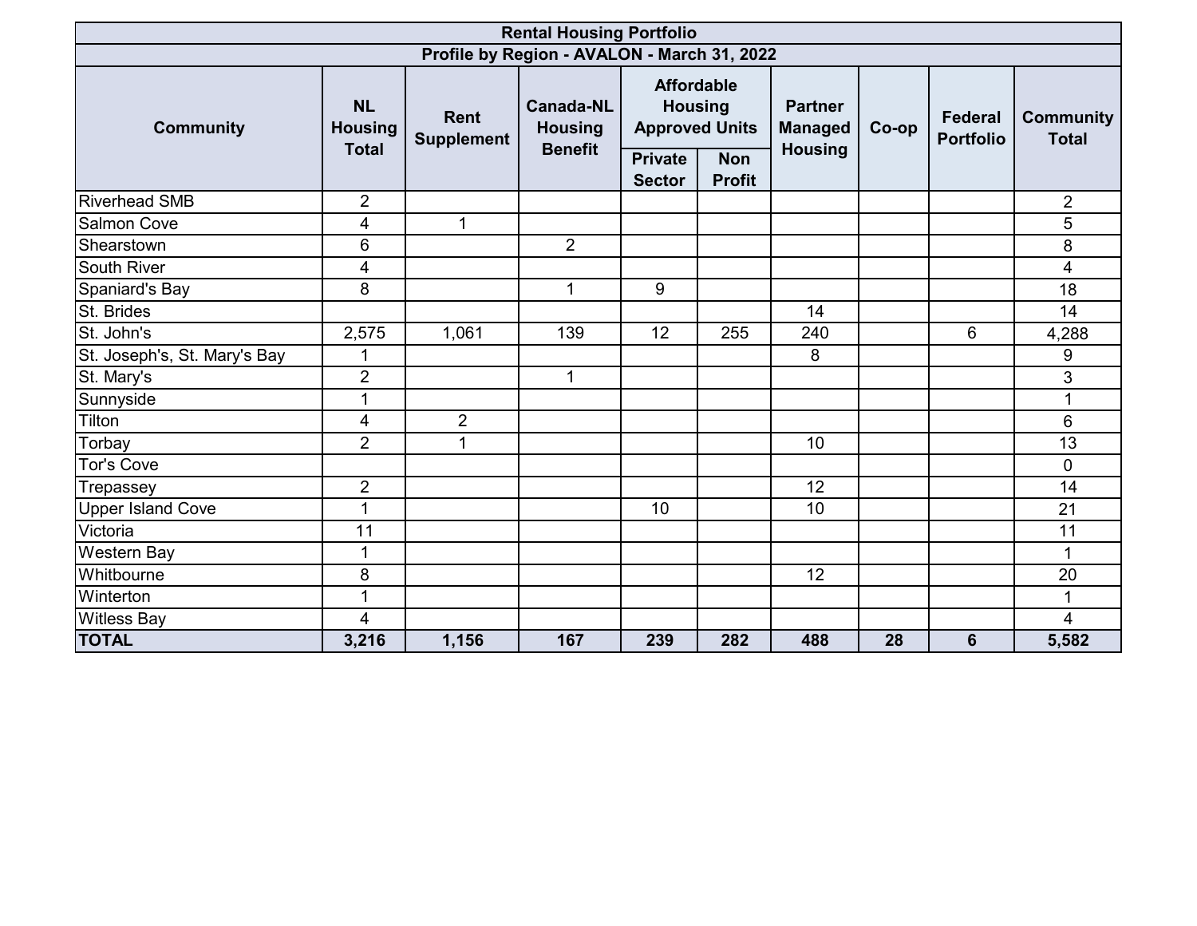| Rental Housing Portfolio | | | | | | | | | |
|---|---|---|---|---|---|---|---|---|---|
| Profile by Region - AVALON - March 31, 2022 | | | | | | | | | |
| Community | NL Housing Total | Rent Supplement | Canada-NL Housing Benefit | Affordable Housing Approved Units | | Partner Managed Housing | Co-op | Federal Portfolio | Community Total |
| | | | | Private Sector | Non Profit | | | | |
| Riverhead SMB | 2 | | | | | | | | 2 |
| Salmon Cove | 4 | 1 | | | | | | | 5 |
| Shearstown | 6 | | 2 | | | | | | 8 |
| South River | 4 | | | | | | | | 4 |
| Spaniard's Bay | 8 | | 1 | 9 | | | | | 18 |
| St. Brides | | | | | | 14 | | | 14 |
| St. John's | 2,575 | 1,061 | 139 | 12 | 255 | 240 | | 6 | 4,288 |
| St. Joseph's, St. Mary's Bay | 1 | | | | | 8 | | | 9 |
| St. Mary's | 2 | | 1 | | | | | | 3 |
| Sunnyside | 1 | | | | | | | | 1 |
| Tilton | 4 | 2 | | | | | | | 6 |
| Torbay | 2 | 1 | | | | 10 | | | 13 |
| Tor's Cove | | | | | | | | | 0 |
| Trepassey | 2 | | | | | 12 | | | 14 |
| Upper Island Cove | 1 | | | 10 | | 10 | | | 21 |
| Victoria | 11 | | | | | | | | 11 |
| Western Bay | 1 | | | | | | | | 1 |
| Whitbourne | 8 | | | | | 12 | | | 20 |
| Winterton | 1 | | | | | | | | 1 |
| Witless Bay | 4 | | | | | | | | 4 |
| **TOTAL** | **3,216** | **1,156** | **167** | **239** | **282** | **488** | **28** | **6** | **5,582** |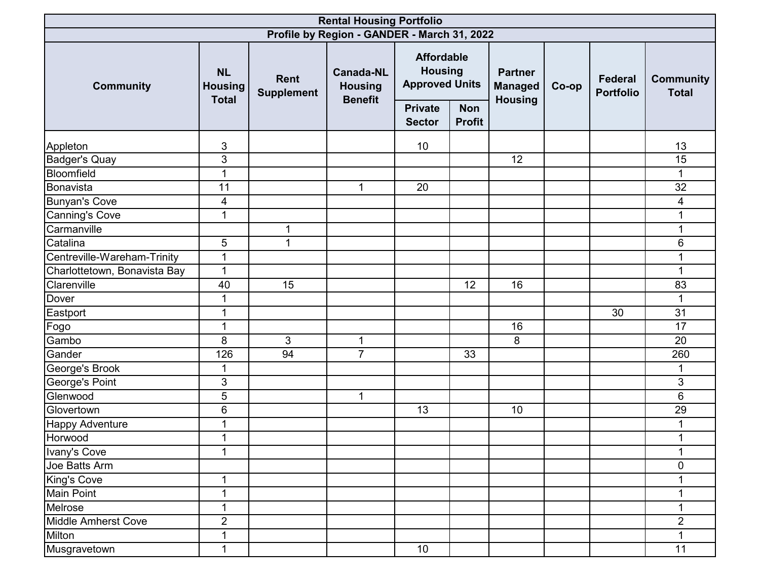| Rental Housing Portfolio | | | | | | | | | |
|---|---|---|---|---|---|---|---|---|---|
| Profile by Region - GANDER - March 31, 2022 | | | | | | | | | |
| Community | NL Housing Total | Rent Supplement | Canada-NL Housing Benefit | Affordable Housing Approved Units | | Partner Managed Housing | Co-op | Federal Portfolio | Community Total |
| | | | | Private Sector | Non Profit | | | | |
| Appleton | 3 | | | 10 | | | | | 13 |
| Badger's Quay | 3 | | | | | 12 | | | 15 |
| Bloomfield | 1 | | | | | | | | 1 |
| Bonavista | 11 | | 1 | 20 | | | | | 32 |
| Bunyan's Cove | 4 | | | | | | | | 4 |
| Canning's Cove | 1 | | | | | | | | 1 |
| Carmanville | | 1 | | | | | | | 1 |
| Catalina | 5 | 1 | | | | | | | 6 |
| Centreville-Wareham-Trinity | 1 | | | | | | | | 1 |
| Charlottetown, Bonavista Bay | 1 | | | | | | | | 1 |
| Clarenville | 40 | 15 | | | 12 | 16 | | | 83 |
| Dover | 1 | | | | | | | | 1 |
| Eastport | 1 | | | | | | | 30 | 31 |
| Fogo | 1 | | | | | 16 | | | 17 |
| Gambo | 8 | 3 | 1 | | | 8 | | | 20 |
| Gander | 126 | 94 | 7 | | 33 | | | | 260 |
| George's Brook | 1 | | | | | | | | 1 |
| George's Point | 3 | | | | | | | | 3 |
| Glenwood | 5 | | 1 | | | | | | 6 |
| Glovertown | 6 | | | 13 | | 10 | | | 29 |
| Happy Adventure | 1 | | | | | | | | 1 |
| Horwood | 1 | | | | | | | | 1 |
| Ivany's Cove | 1 | | | | | | | | 1 |
| Joe Batts Arm | | | | | | | | | 0 |
| King's Cove | 1 | | | | | | | | 1 |
| Main Point | 1 | | | | | | | | 1 |
| Melrose | 1 | | | | | | | | 1 |
| Middle Amherst Cove | 2 | | | | | | | | 2 |
| Milton | 1 | | | | | | | | 1 |
| Musgravetown | 1 | | | 10 | | | | | 11 |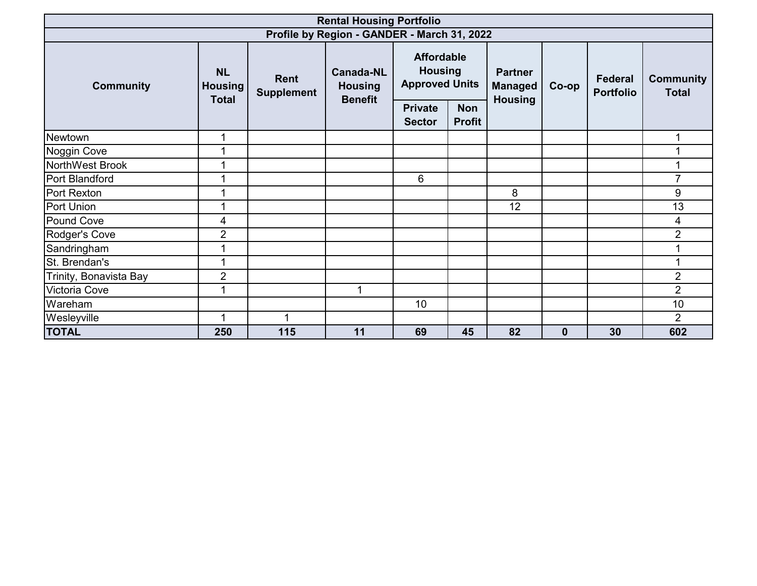| Rental Housing Portfolio | | | | | | | | | |
|---|---|---|---|---|---|---|---|---|---|
| Profile by Region - GANDER - March 31, 2022 | | | | | | | | | |
| Community | NL Housing Total | Rent Supplement | Canada-NL Housing Benefit | Affordable Housing Approved Units | | Partner Managed Housing | Co-op | Federal Portfolio | Community Total |
| | | | | Private Sector | Non Profit | | | | |
| Newtown | 1 | | | | | | | | 1 |
| Noggin Cove | 1 | | | | | | | | 1 |
| NorthWest Brook | 1 | | | | | | | | 1 |
| Port Blandford | 1 | | | 6 | | | | | 7 |
| Port Rexton | 1 | | | | | 8 | | | 9 |
| Port Union | 1 | | | | | 12 | | | 13 |
| Pound Cove | 4 | | | | | | | | 4 |
| Rodger's Cove | 2 | | | | | | | | 2 |
| Sandringham | 1 | | | | | | | | 1 |
| St. Brendan's | 1 | | | | | | | | 1 |
| Trinity, Bonavista Bay | 2 | | | | | | | | 2 |
| Victoria Cove | 1 | | 1 | | | | | | 2 |
| Wareham | | | | 10 | | | | | 10 |
| Wesleyville | 1 | 1 | | | | | | | 2 |
| **TOTAL** | **250** | **115** | **11** | **69** | **45** | **82** | **0** | **30** | **602** |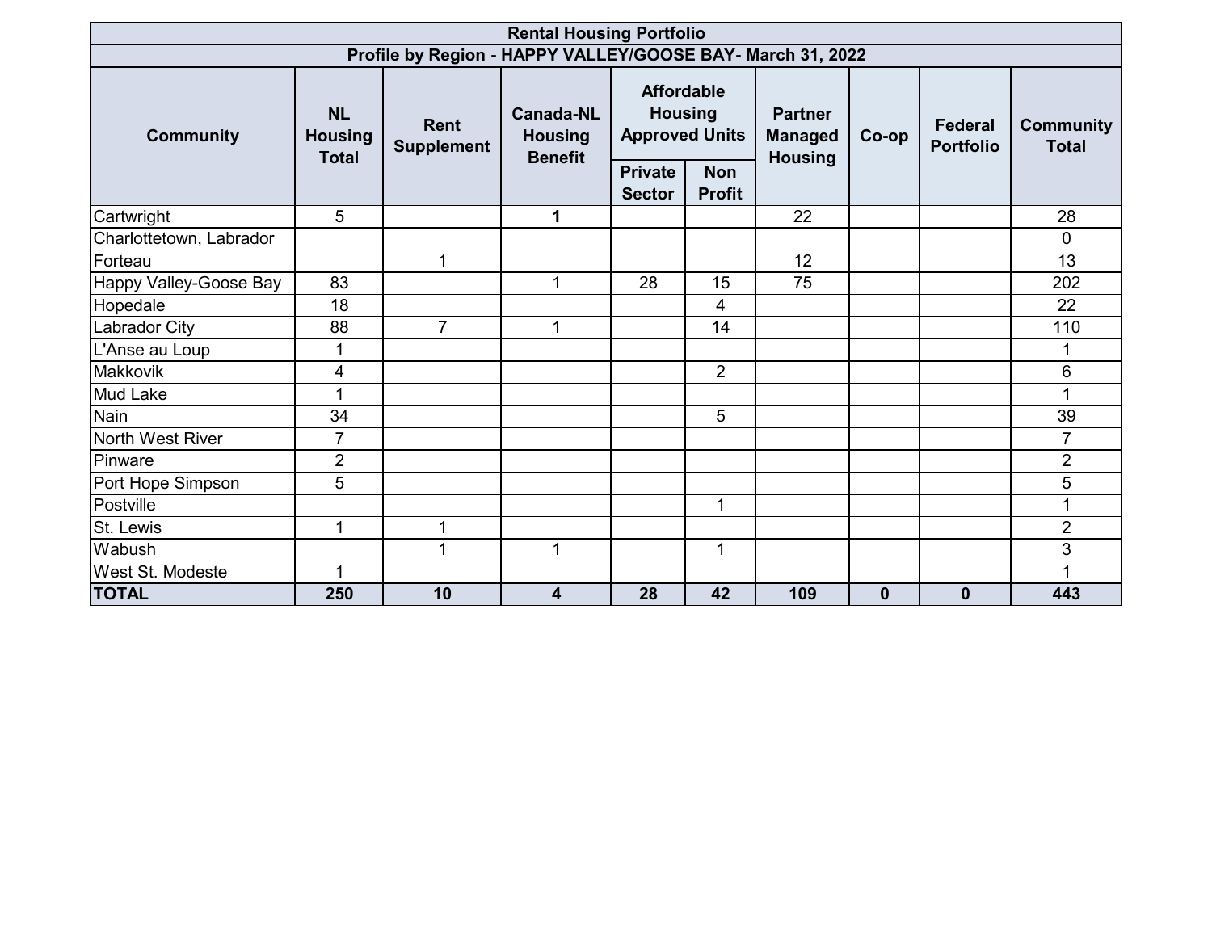| Rental Housing Portfolio | | | | | | | | | |
|---|---|---|---|---|---|---|---|---|---|
| Profile by Region - HAPPY VALLEY/GOOSE BAY- March 31, 2022 | | | | | | | | | |
| Community | NL Housing Total | Rent Supplement | Canada-NL Housing Benefit | Affordable Housing Approved Units | | Partner Managed Housing | Co-op | Federal Portfolio | Community Total |
| | | | | Private Sector | Non Profit | | | | |
| Cartwright | 5 | | **1** | | | 22 | | | 28 |
| Charlottetown, Labrador | | | | | | | | | 0 |
| Forteau | | 1 | | | | 12 | | | 13 |
| Happy Valley-Goose Bay | 83 | | 1 | 28 | 15 | 75 | | | 202 |
| Hopedale | 18 | | | | 4 | | | | 22 |
| Labrador City | 88 | 7 | 1 | | 14 | | | | 110 |
| L'Anse au Loup | 1 | | | | | | | | 1 |
| Makkovik | 4 | | | | 2 | | | | 6 |
| Mud Lake | 1 | | | | | | | | 1 |
| Nain | 34 | | | | 5 | | | | 39 |
| North West River | 7 | | | | | | | | 7 |
| Pinware | 2 | | | | | | | | 2 |
| Port Hope Simpson | 5 | | | | | | | | 5 |
| Postville | | | | | 1 | | | | 1 |
| St. Lewis | 1 | 1 | | | | | | | 2 |
| Wabush | | 1 | 1 | | 1 | | | | 3 |
| West St. Modeste | 1 | | | | | | | | 1 |
| **TOTAL** | **250** | **10** | **4** | **28** | **42** | **109** | **0** | **0** | **443** |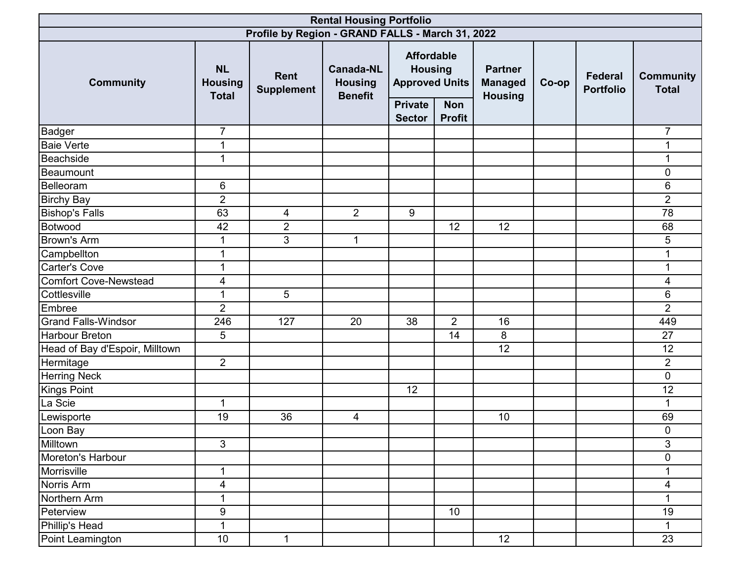| Rental Housing Portfolio | | | | | | | | | |
|---|---|---|---|---|---|---|---|---|---|
| Profile by Region - GRAND FALLS - March 31, 2022 | | | | | | | | | |
| Community | NL Housing Total | Rent Supplement | Canada-NL Housing Benefit | Affordable Housing Approved Units | | Partner Managed Housing | Co-op | Federal Portfolio | Community Total |
| | | | | Private Sector | Non Profit | | | | |
| Badger | 7 | | | | | | | | 7 |
| Baie Verte | 1 | | | | | | | | 1 |
| Beachside | 1 | | | | | | | | 1 |
| Beaumount | | | | | | | | | 0 |
| Belleoram | 6 | | | | | | | | 6 |
| Birchy Bay | 2 | | | | | | | | 2 |
| Bishop's Falls | 63 | 4 | 2 | 9 | | | | | 78 |
| Botwood | 42 | 2 | | | 12 | 12 | | | 68 |
| Brown's Arm | 1 | 3 | 1 | | | | | | 5 |
| Campbellton | 1 | | | | | | | | 1 |
| Carter's Cove | 1 | | | | | | | | 1 |
| Comfort Cove-Newstead | 4 | | | | | | | | 4 |
| Cottlesville | 1 | 5 | | | | | | | 6 |
| Embree | 2 | | | | | | | | 2 |
| Grand Falls-Windsor | 246 | 127 | 20 | 38 | 2 | 16 | | | 449 |
| Harbour Breton | 5 | | | | 14 | 8 | | | 27 |
| Head of Bay d'Espoir, Milltown | | | | | | 12 | | | 12 |
| Hermitage | 2 | | | | | | | | 2 |
| Herring Neck | | | | | | | | | 0 |
| Kings Point | | | | 12 | | | | | 12 |
| La Scie | 1 | | | | | | | | 1 |
| Lewisporte | 19 | 36 | 4 | | | 10 | | | 69 |
| Loon Bay | | | | | | | | | 0 |
| Milltown | 3 | | | | | | | | 3 |
| Moreton's Harbour | | | | | | | | | 0 |
| Morrisville | 1 | | | | | | | | 1 |
| Norris Arm | 4 | | | | | | | | 4 |
| Northern Arm | 1 | | | | | | | | 1 |
| Peterview | 9 | | | | 10 | | | | 19 |
| Phillip's Head | 1 | | | | | | | | 1 |
| Point Leamington | 10 | 1 | | | | 12 | | | 23 |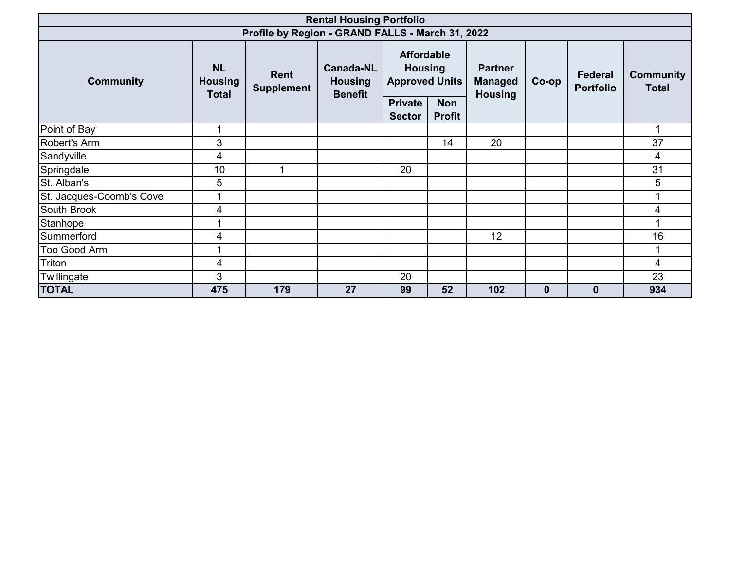| Rental Housing Portfolio | | | | | | | | | |
|---|---|---|---|---|---|---|---|---|---|
| Profile by Region - GRAND FALLS - March 31, 2022 | | | | | | | | | |
| Community | NL Housing Total | Rent Supplement | Canada-NL Housing Benefit | Affordable Housing Approved Units | | Partner Managed Housing | Co-op | Federal Portfolio | Community Total |
| | | | | Private Sector | Non Profit | | | | |
| Point of Bay | 1 | | | | | | | | 1 |
| Robert's Arm | 3 | | | | 14 | 20 | | | 37 |
| Sandyville | 4 | | | | | | | | 4 |
| Springdale | 10 | 1 | | 20 | | | | | 31 |
| St. Alban's | 5 | | | | | | | | 5 |
| St. Jacques-Coomb's Cove | 1 | | | | | | | | 1 |
| South Brook | 4 | | | | | | | | 4 |
| Stanhope | 1 | | | | | | | | 1 |
| Summerford | 4 | | | | | 12 | | | 16 |
| Too Good Arm | 1 | | | | | | | | 1 |
| Triton | 4 | | | | | | | | 4 |
| Twillingate | 3 | | | 20 | | | | | 23 |
| **TOTAL** | **475** | **179** | **27** | **99** | **52** | **102** | **0** | **0** | **934** |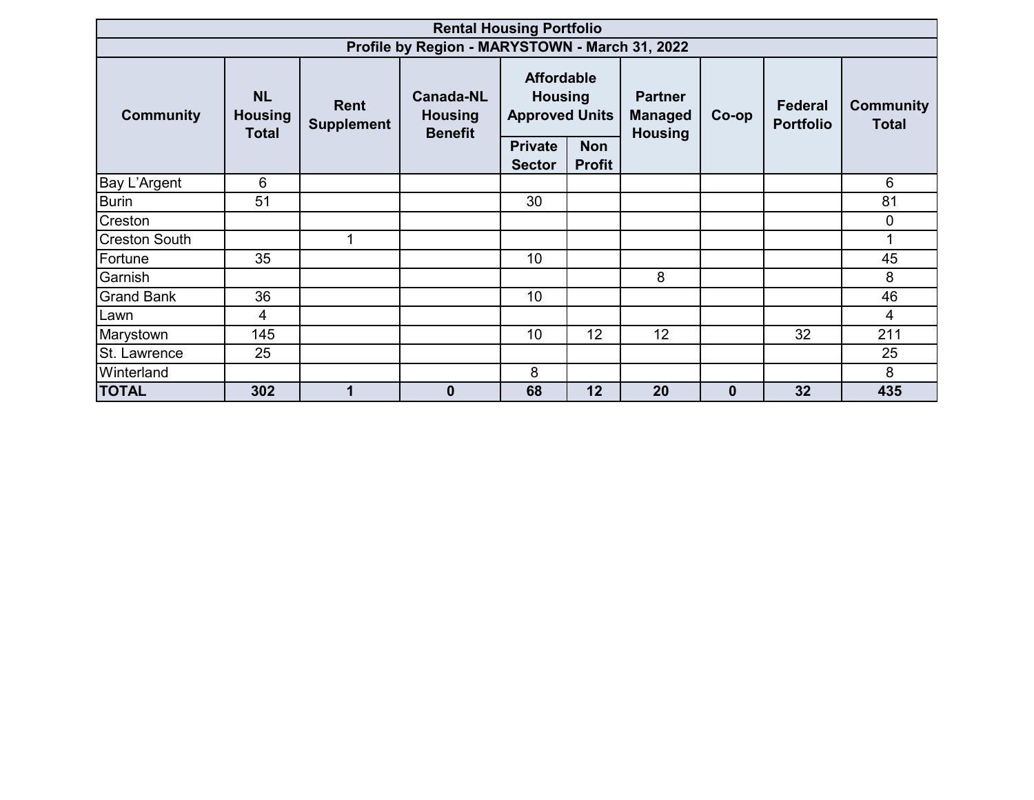| Rental Housing Portfolio | | | | | | | | | |
|---|---|---|---|---|---|---|---|---|---|
| Profile by Region - MARYSTOWN - March 31, 2022 | | | | | | | | | |
| Community | NL Housing Total | Rent Supplement | Canada-NL Housing Benefit | Affordable Housing Approved Units | | Partner Managed Housing | Co-op | Federal Portfolio | Community Total |
| | | | | Private Sector | Non Profit | | | | |
| Bay L'Argent | 6 | | | | | | | | 6 |
| Burin | 51 | | | 30 | | | | | 81 |
| Creston | | | | | | | | | 0 |
| Creston South | | 1 | | | | | | | 1 |
| Fortune | 35 | | | 10 | | | | | 45 |
| Garnish | | | | | | 8 | | | 8 |
| Grand Bank | 36 | | | 10 | | | | | 46 |
| Lawn | 4 | | | | | | | | 4 |
| Marystown | 145 | | | 10 | 12 | 12 | | 32 | 211 |
| St. Lawrence | 25 | | | | | | | | 25 |
| Winterland | | | | 8 | | | | | 8 |
| **TOTAL** | **302** | **1** | **0** | **68** | **12** | **20** | **0** | **32** | **435** |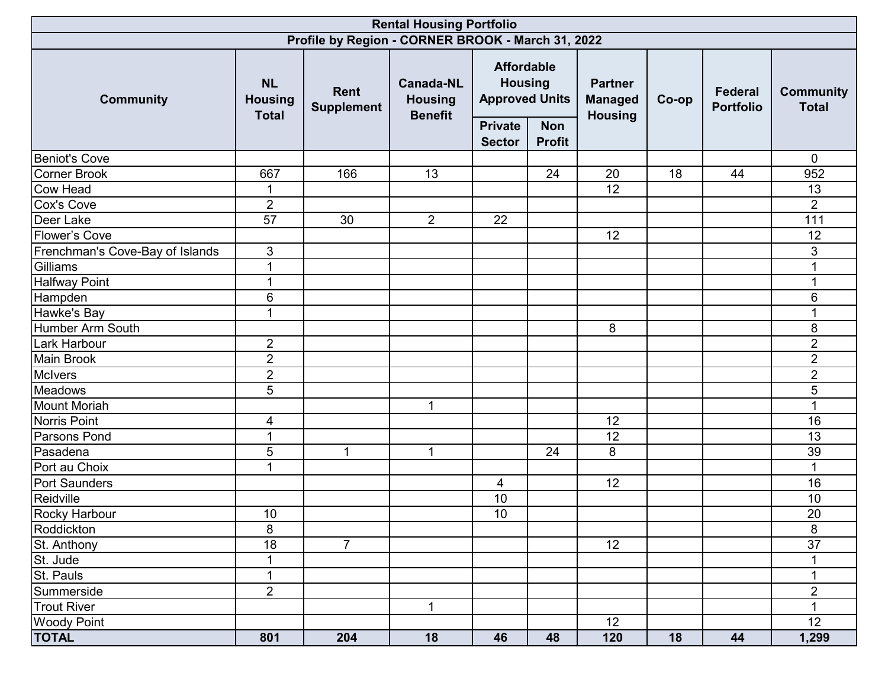| Rental Housing Portfolio | | | | | | | | | |
|---|---|---|---|---|---|---|---|---|---|
| Profile by Region - CORNER BROOK - March 31, 2022 | | | | | | | | | |
| Community | NL Housing Total | Rent Supplement | Canada-NL Housing Benefit | Affordable Housing Approved Units | | Partner Managed Housing | Co-op | Federal Portfolio | Community Total |
| | | | | Private Sector | Non Profit | | | | |
| Beniot's Cove | | | | | | | | | 0 |
| Corner Brook | 667 | 166 | 13 | | 24 | 20 | 18 | 44 | 952 |
| Cow Head | 1 | | | | | 12 | | | 13 |
| Cox's Cove | 2 | | | | | | | | 2 |
| Deer Lake | 57 | 30 | 2 | 22 | | | | | 111 |
| Flower’s Cove | | | | | | 12 | | | 12 |
| Frenchman's Cove-Bay of Islands | 3 | | | | | | | | 3 |
| Gilliams | 1 | | | | | | | | 1 |
| Halfway Point | 1 | | | | | | | | 1 |
| Hampden | 6 | | | | | | | | 6 |
| Hawke's Bay | 1 | | | | | | | | 1 |
| Humber Arm South | | | | | | 8 | | | 8 |
| Lark Harbour | 2 | | | | | | | | 2 |
| Main Brook | 2 | | | | | | | | 2 |
| McIvers | 2 | | | | | | | | 2 |
| Meadows | 5 | | | | | | | | 5 |
| Mount Moriah | | | 1 | | | | | | 1 |
| Norris Point | 4 | | | | | 12 | | | 16 |
| Parsons Pond | 1 | | | | | 12 | | | 13 |
| Pasadena | 5 | 1 | 1 | | 24 | 8 | | | 39 |
| Port au Choix | 1 | | | | | | | | 1 |
| Port Saunders | | | | 4 | | 12 | | | 16 |
| Reidville | | | | 10 | | | | | 10 |
| Rocky Harbour | 10 | | | 10 | | | | | 20 |
| Roddickton | 8 | | | | | | | | 8 |
| St. Anthony | 18 | 7 | | | | 12 | | | 37 |
| St. Jude | 1 | | | | | | | | 1 |
| St. Pauls | 1 | | | | | | | | 1 |
| Summerside | 2 | | | | | | | | 2 |
| Trout River | | | 1 | | | | | | 1 |
| Woody Point | | | | | | 12 | | | 12 |
| **TOTAL** | **801** | **204** | **18** | **46** | **48** | **120** | **18** | **44** | **1,299** |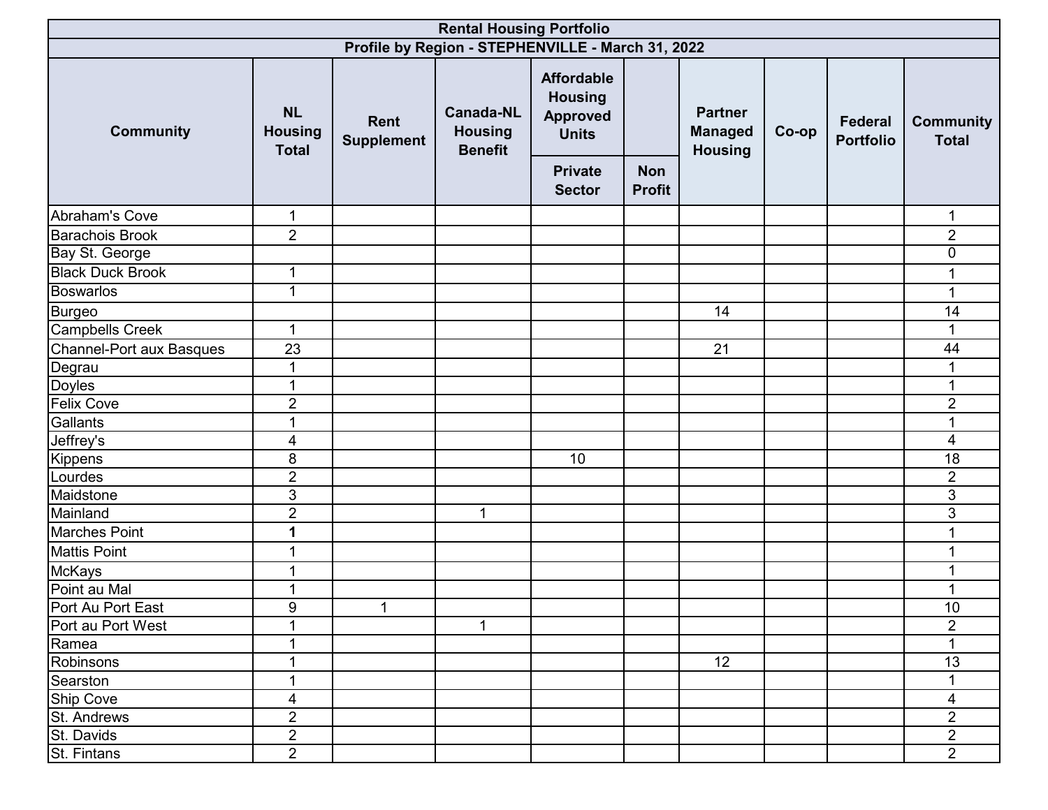| Rental Housing Portfolio | | | | | | | | | |
|---|---|---|---|---|---|---|---|---|---|
| Profile by Region - STEPHENVILLE - March 31, 2022 | | | | | | | | | |
| Community | NL Housing Total | Rent Supplement | Canada-NL Housing Benefit | Affordable Housing Approved Units | | Partner Managed Housing | Co-op | Federal Portfolio | Community Total |
| | | | | Private Sector | Non Profit | | | | |
| Abraham's Cove | 1 | | | | | | | | 1 |
| Barachois Brook | 2 | | | | | | | | 2 |
| Bay St. George | | | | | | | | | 0 |
| Black Duck Brook | 1 | | | | | | | | 1 |
| Boswarlos | 1 | | | | | | | | 1 |
| Burgeo | | | | | | 14 | | | 14 |
| Campbells Creek | 1 | | | | | | | | 1 |
| Channel-Port aux Basques | 23 | | | | | 21 | | | 44 |
| Degrau | 1 | | | | | | | | 1 |
| Doyles | 1 | | | | | | | | 1 |
| Felix Cove | 2 | | | | | | | | 2 |
| Gallants | 1 | | | | | | | | 1 |
| Jeffrey's | 4 | | | | | | | | 4 |
| Kippens | 8 | | | 10 | | | | | 18 |
| Lourdes | 2 | | | | | | | | 2 |
| Maidstone | 3 | | | | | | | | 3 |
| Mainland | 2 | | 1 | | | | | | 3 |
| Marches Point | **1** | | | | | | | | 1 |
| Mattis Point | 1 | | | | | | | | 1 |
| McKays | 1 | | | | | | | | 1 |
| Point au Mal | 1 | | | | | | | | 1 |
| Port Au Port East | 9 | 1 | | | | | | | 10 |
| Port au Port West | 1 | | 1 | | | | | | 2 |
| Ramea | 1 | | | | | | | | 1 |
| Robinsons | 1 | | | | | 12 | | | 13 |
| Searston | 1 | | | | | | | | 1 |
| Ship Cove | 4 | | | | | | | | 4 |
| St. Andrews | 2 | | | | | | | | 2 |
| St. Davids | 2 | | | | | | | | 2 |
| St. Fintans | 2 | | | | | | | | 2 |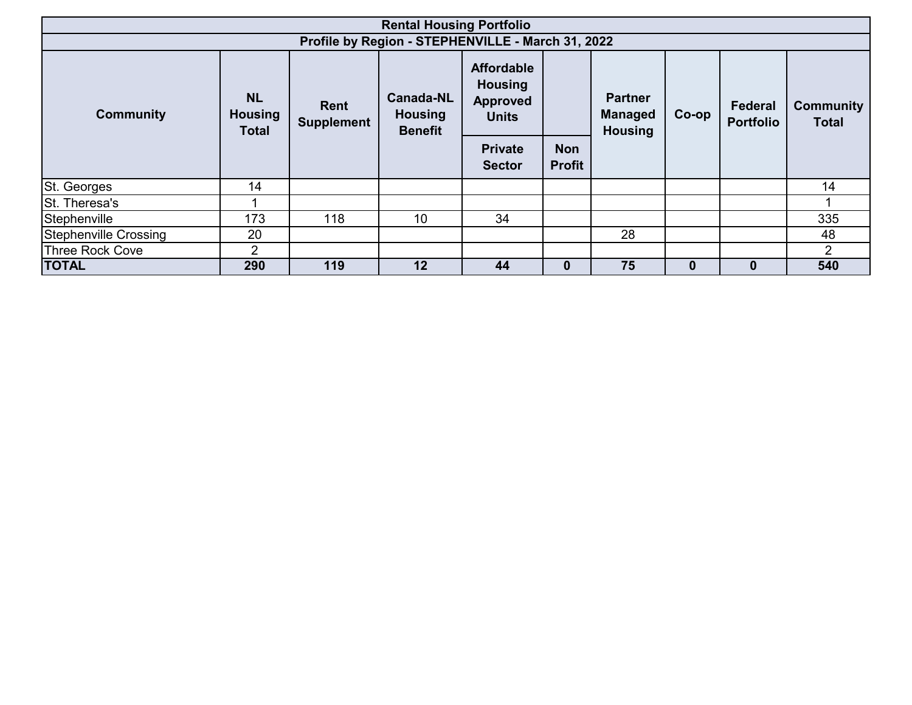| Rental Housing Portfolio | | | | | | | | | |
|---|---|---|---|---|---|---|---|---|---|
| Profile by Region - STEPHENVILLE - March 31, 2022 | | | | | | | | | |
| Community | NL Housing Total | Rent Supplement | Canada-NL Housing Benefit | Affordable Housing Approved Units | | Partner Managed Housing | Co-op | Federal Portfolio | Community Total |
| | | | | Private Sector | Non Profit | | | | |
| St. Georges | 14 | | | | | | | | 14 |
| St. Theresa's | 1 | | | | | | | | 1 |
| Stephenville | 173 | 118 | 10 | 34 | | | | | 335 |
| Stephenville Crossing | 20 | | | | | 28 | | | 48 |
| Three Rock Cove | 2 | | | | | | | | 2 |
| **TOTAL** | **290** | **119** | **12** | **44** | **0** | **75** | **0** | **0** | **540** |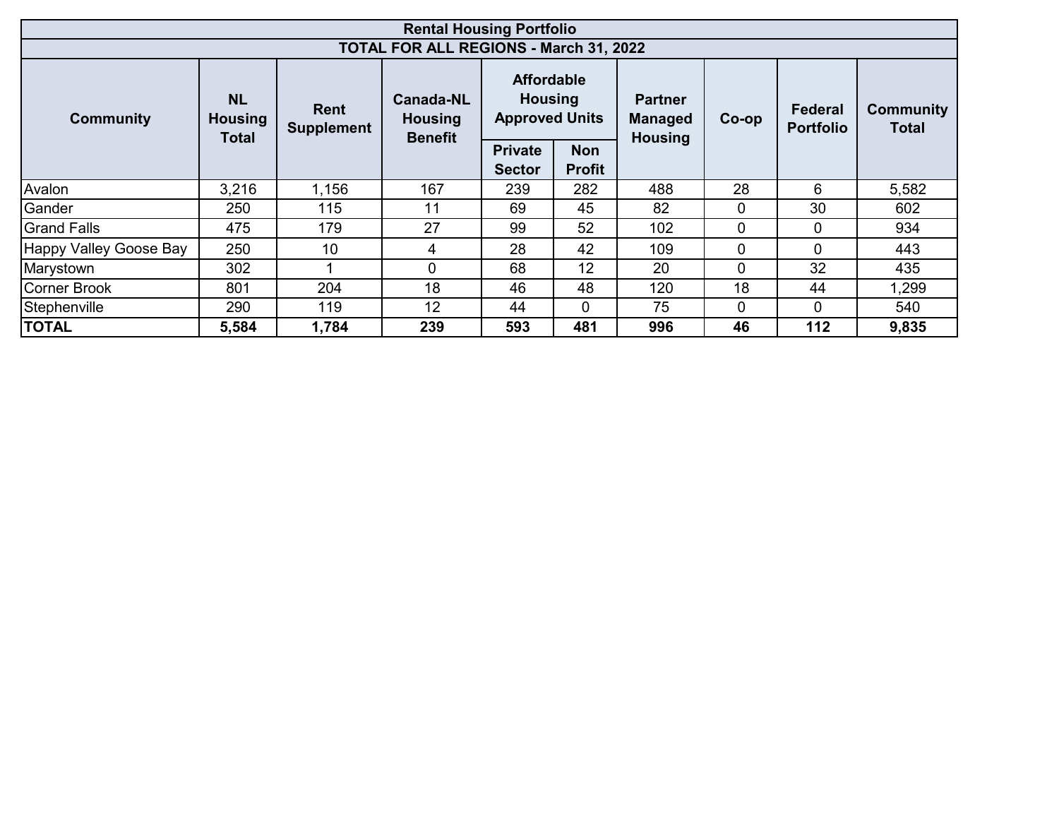| Rental Housing Portfolio | | | | | | | | | |
|---|---|---|---|---|---|---|---|---|---|
| TOTAL FOR ALL REGIONS - March 31, 2022 | | | | | | | | | |
| **Community** | **NL Housing Total** | **Rent Supplement** | **Canada-NL Housing Benefit** | **Affordable Housing Approved Units** | | **Partner Managed Housing** | **Co-op** | **Federal Portfolio** | **Community Total** |
| | | | | **Private Sector** | **Non Profit** | | | | |
| Avalon | 3,216 | 1,156 | 167 | 239 | 282 | 488 | 28 | 6 | 5,582 |
| Gander | 250 | 115 | 11 | 69 | 45 | 82 | 0 | 30 | 602 |
| Grand Falls | 475 | 179 | 27 | 99 | 52 | 102 | 0 | 0 | 934 |
| Happy Valley Goose Bay | 250 | 10 | 4 | 28 | 42 | 109 | 0 | 0 | 443 |
| Marystown | 302 | 1 | 0 | 68 | 12 | 20 | 0 | 32 | 435 |
| Corner Brook | 801 | 204 | 18 | 46 | 48 | 120 | 18 | 44 | 1,299 |
| Stephenville | 290 | 119 | 12 | 44 | 0 | 75 | 0 | 0 | 540 |
| **TOTAL** | **5,584** | **1,784** | **239** | **593** | **481** | **996** | **46** | **112** | **9,835** |